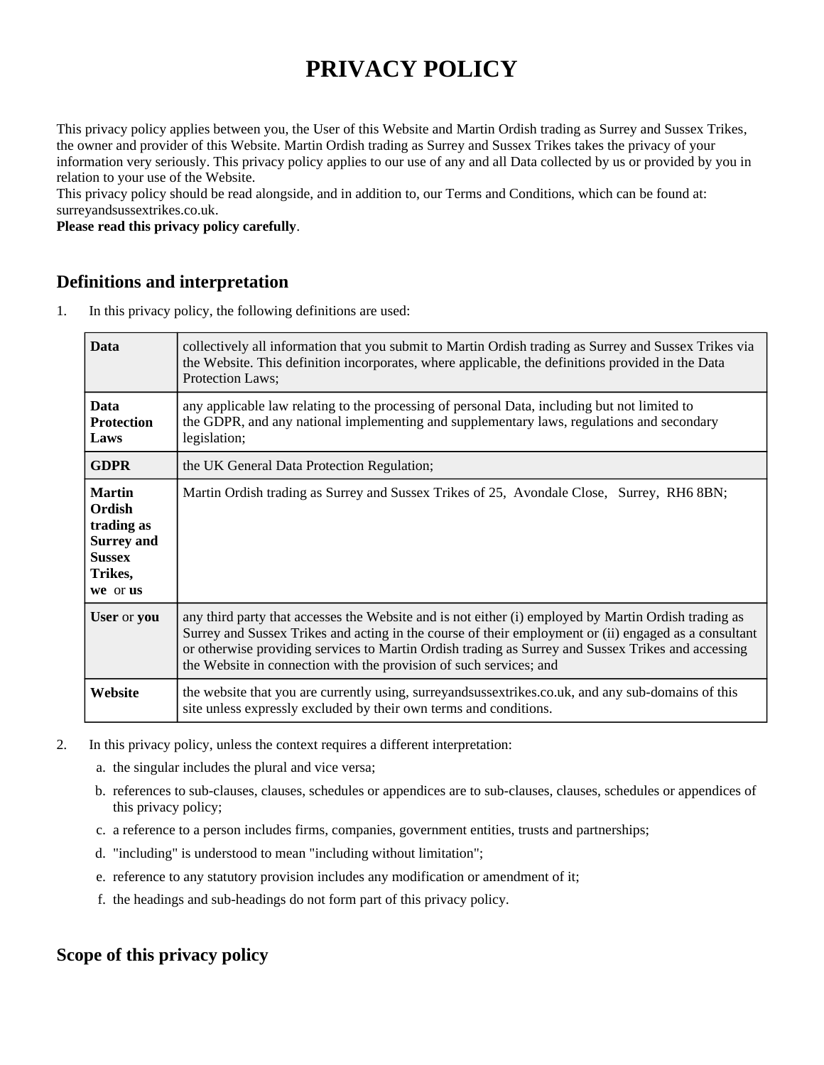# PRIVACY POLICY

This privacy policy applies between you, the User of this Website and Martin Ordish trading as Surrey and Sussex Trikes, the owner and provider of this Website. Martin Ordish trading as Surrey and Sussex Trikes takes the privacy of your information very seriously. This privacy policy applies to our use of any and all Data collected by us or provided by you in relation to your use of the Website.
This privacy policy should be read alongside, and in addition to, our Terms and Conditions, which can be found at: surreyandsussextrikes.co.uk.
**Please read this privacy policy carefully**.

## Definitions and interpretation

1. In this privacy policy, the following definitions are used:

| | |
|---|---|
| **Data** | collectively all information that you submit to Martin Ordish trading as Surrey and Sussex Trikes via the Website. This definition incorporates, where applicable, the definitions provided in the Data Protection Laws; |
| **Data Protection Laws** | any applicable law relating to the processing of personal Data, including but not limited to the GDPR, and any national implementing and supplementary laws, regulations and secondary legislation; |
| **GDPR** | the UK General Data Protection Regulation; |
| **Martin Ordish trading as Surrey and Sussex Trikes, we** or **us** | Martin Ordish trading as Surrey and Sussex Trikes of 25, Avondale Close, Surrey, RH6 8BN; |
| **User** or **you** | any third party that accesses the Website and is not either (i) employed by Martin Ordish trading as Surrey and Sussex Trikes and acting in the course of their employment or (ii) engaged as a consultant or otherwise providing services to Martin Ordish trading as Surrey and Sussex Trikes and accessing the Website in connection with the provision of such services; and |
| **Website** | the website that you are currently using, surreyandsussextrikes.co.uk, and any sub-domains of this site unless expressly excluded by their own terms and conditions. |

2. In this privacy policy, unless the context requires a different interpretation:
   a. the singular includes the plural and vice versa;
   b. references to sub-clauses, clauses, schedules or appendices are to sub-clauses, clauses, schedules or appendices of this privacy policy;
   c. a reference to a person includes firms, companies, government entities, trusts and partnerships;
   d. "including" is understood to mean "including without limitation";
   e. reference to any statutory provision includes any modification or amendment of it;
   f. the headings and sub-headings do not form part of this privacy policy.

## Scope of this privacy policy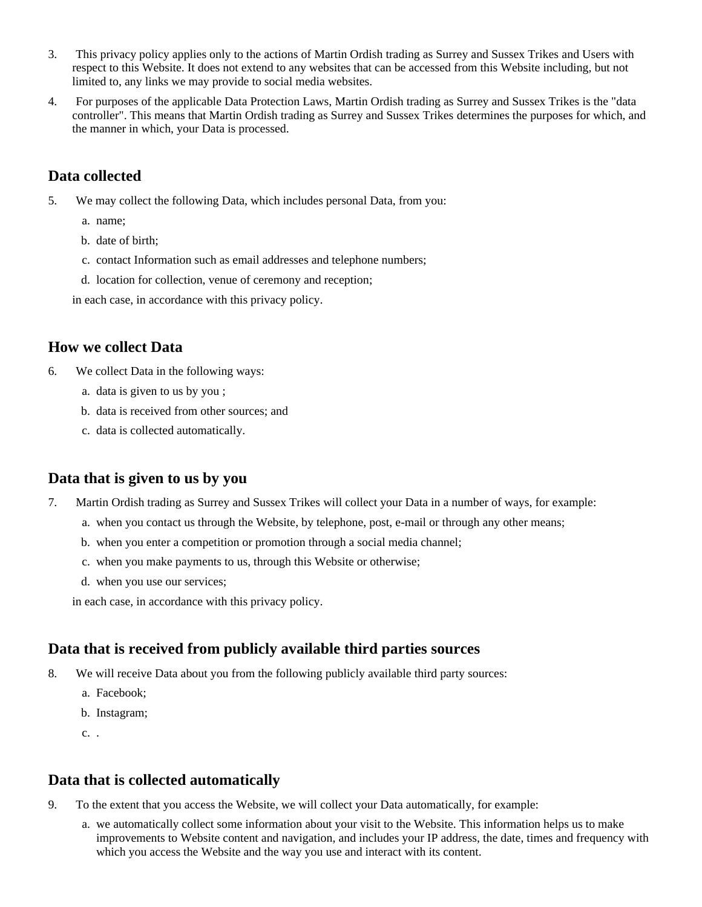3. This privacy policy applies only to the actions of Martin Ordish trading as Surrey and Sussex Trikes and Users with respect to this Website. It does not extend to any websites that can be accessed from this Website including, but not limited to, any links we may provide to social media websites.
4. For purposes of the applicable Data Protection Laws, Martin Ordish trading as Surrey and Sussex Trikes is the "data controller". This means that Martin Ordish trading as Surrey and Sussex Trikes determines the purposes for which, and the manner in which, your Data is processed.

## Data collected

5. We may collect the following Data, which includes personal Data, from you:
   a. name;
   b. date of birth;
   c. contact Information such as email addresses and telephone numbers;
   d. location for collection, venue of ceremony and reception;

   in each case, in accordance with this privacy policy.

## How we collect Data

6. We collect Data in the following ways:
   a. data is given to us by you ;
   b. data is received from other sources; and
   c. data is collected automatically.

## Data that is given to us by you

7. Martin Ordish trading as Surrey and Sussex Trikes will collect your Data in a number of ways, for example:
   a. when you contact us through the Website, by telephone, post, e-mail or through any other means;
   b. when you enter a competition or promotion through a social media channel;
   c. when you make payments to us, through this Website or otherwise;
   d. when you use our services;

   in each case, in accordance with this privacy policy.

## Data that is received from publicly available third parties sources

8. We will receive Data about you from the following publicly available third party sources:
   a. Facebook;
   b. Instagram;
   c. .

## Data that is collected automatically

9. To the extent that you access the Website, we will collect your Data automatically, for example:
   a. we automatically collect some information about your visit to the Website. This information helps us to make improvements to Website content and navigation, and includes your IP address, the date, times and frequency with which you access the Website and the way you use and interact with its content.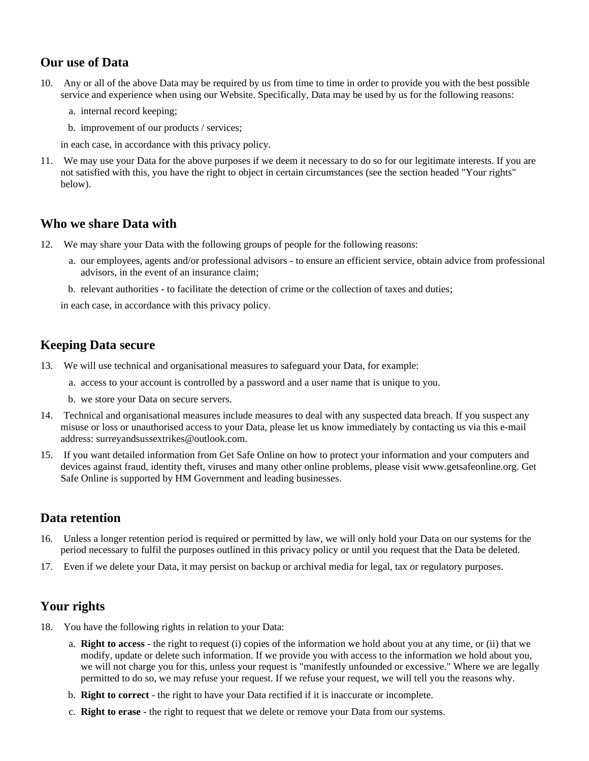## Our use of Data

10. Any or all of the above Data may be required by us from time to time in order to provide you with the best possible service and experience when using our Website. Specifically, Data may be used by us for the following reasons:

    a. internal record keeping;

    b. improvement of our products / services;

    in each case, in accordance with this privacy policy.

11. We may use your Data for the above purposes if we deem it necessary to do so for our legitimate interests. If you are not satisfied with this, you have the right to object in certain circumstances (see the section headed "Your rights" below).

## Who we share Data with

12. We may share your Data with the following groups of people for the following reasons:

    a. our employees, agents and/or professional advisors - to ensure an efficient service, obtain advice from professional advisors, in the event of an insurance claim;

    b. relevant authorities - to facilitate the detection of crime or the collection of taxes and duties;

    in each case, in accordance with this privacy policy.

## Keeping Data secure

13. We will use technical and organisational measures to safeguard your Data, for example:

    a. access to your account is controlled by a password and a user name that is unique to you.

    b. we store your Data on secure servers.

14. Technical and organisational measures include measures to deal with any suspected data breach. If you suspect any misuse or loss or unauthorised access to your Data, please let us know immediately by contacting us via this e-mail address: surreyandsussextrikes@outlook.com.

15. If you want detailed information from Get Safe Online on how to protect your information and your computers and devices against fraud, identity theft, viruses and many other online problems, please visit www.getsafeonline.org. Get Safe Online is supported by HM Government and leading businesses.

## Data retention

16. Unless a longer retention period is required or permitted by law, we will only hold your Data on our systems for the period necessary to fulfil the purposes outlined in this privacy policy or until you request that the Data be deleted.

17. Even if we delete your Data, it may persist on backup or archival media for legal, tax or regulatory purposes.

## Your rights

18. You have the following rights in relation to your Data:

    a. **Right to access** - the right to request (i) copies of the information we hold about you at any time, or (ii) that we modify, update or delete such information. If we provide you with access to the information we hold about you, we will not charge you for this, unless your request is "manifestly unfounded or excessive." Where we are legally permitted to do so, we may refuse your request. If we refuse your request, we will tell you the reasons why.

    b. **Right to correct** - the right to have your Data rectified if it is inaccurate or incomplete.

    c. **Right to erase** - the right to request that we delete or remove your Data from our systems.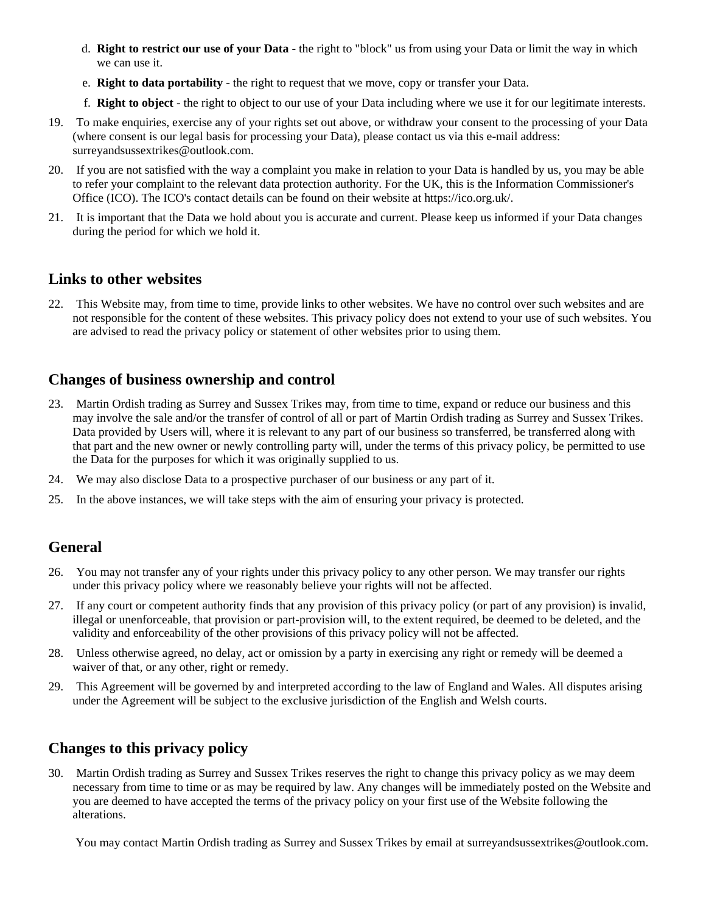d. **Right to restrict our use of your Data** - the right to "block" us from using your Data or limit the way in which we can use it.

e. **Right to data portability** - the right to request that we move, copy or transfer your Data.

f. **Right to object** - the right to object to our use of your Data including where we use it for our legitimate interests.

19. To make enquiries, exercise any of your rights set out above, or withdraw your consent to the processing of your Data (where consent is our legal basis for processing your Data), please contact us via this e-mail address: surreyandsussextrikes@outlook.com.

20. If you are not satisfied with the way a complaint you make in relation to your Data is handled by us, you may be able to refer your complaint to the relevant data protection authority. For the UK, this is the Information Commissioner's Office (ICO). The ICO's contact details can be found on their website at https://ico.org.uk/.

21. It is important that the Data we hold about you is accurate and current. Please keep us informed if your Data changes during the period for which we hold it.

## Links to other websites

22. This Website may, from time to time, provide links to other websites. We have no control over such websites and are not responsible for the content of these websites. This privacy policy does not extend to your use of such websites. You are advised to read the privacy policy or statement of other websites prior to using them.

## Changes of business ownership and control

23. Martin Ordish trading as Surrey and Sussex Trikes may, from time to time, expand or reduce our business and this may involve the sale and/or the transfer of control of all or part of Martin Ordish trading as Surrey and Sussex Trikes. Data provided by Users will, where it is relevant to any part of our business so transferred, be transferred along with that part and the new owner or newly controlling party will, under the terms of this privacy policy, be permitted to use the Data for the purposes for which it was originally supplied to us.

24. We may also disclose Data to a prospective purchaser of our business or any part of it.

25. In the above instances, we will take steps with the aim of ensuring your privacy is protected.

## General

26. You may not transfer any of your rights under this privacy policy to any other person. We may transfer our rights under this privacy policy where we reasonably believe your rights will not be affected.

27. If any court or competent authority finds that any provision of this privacy policy (or part of any provision) is invalid, illegal or unenforceable, that provision or part-provision will, to the extent required, be deemed to be deleted, and the validity and enforceability of the other provisions of this privacy policy will not be affected.

28. Unless otherwise agreed, no delay, act or omission by a party in exercising any right or remedy will be deemed a waiver of that, or any other, right or remedy.

29. This Agreement will be governed by and interpreted according to the law of England and Wales. All disputes arising under the Agreement will be subject to the exclusive jurisdiction of the English and Welsh courts.

## Changes to this privacy policy

30. Martin Ordish trading as Surrey and Sussex Trikes reserves the right to change this privacy policy as we may deem necessary from time to time or as may be required by law. Any changes will be immediately posted on the Website and you are deemed to have accepted the terms of the privacy policy on your first use of the Website following the alterations.

You may contact Martin Ordish trading as Surrey and Sussex Trikes by email at surreyandsussextrikes@outlook.com.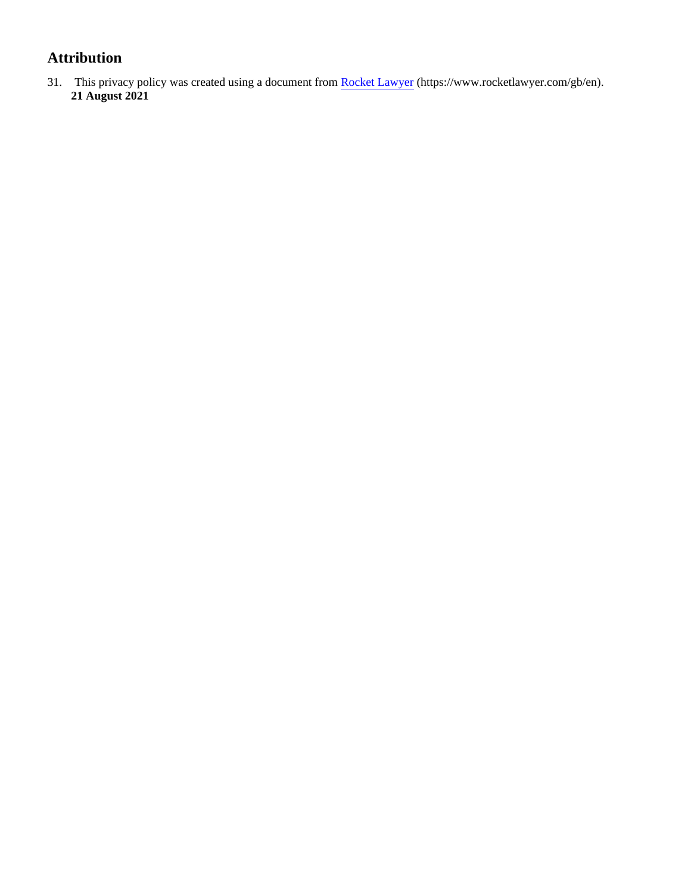## Attribution

31. This privacy policy was created using a document from [Rocket Lawyer](https://www.rocketlawyer.com/gb/en) (https://www.rocketlawyer.com/gb/en).
**21 August 2021**